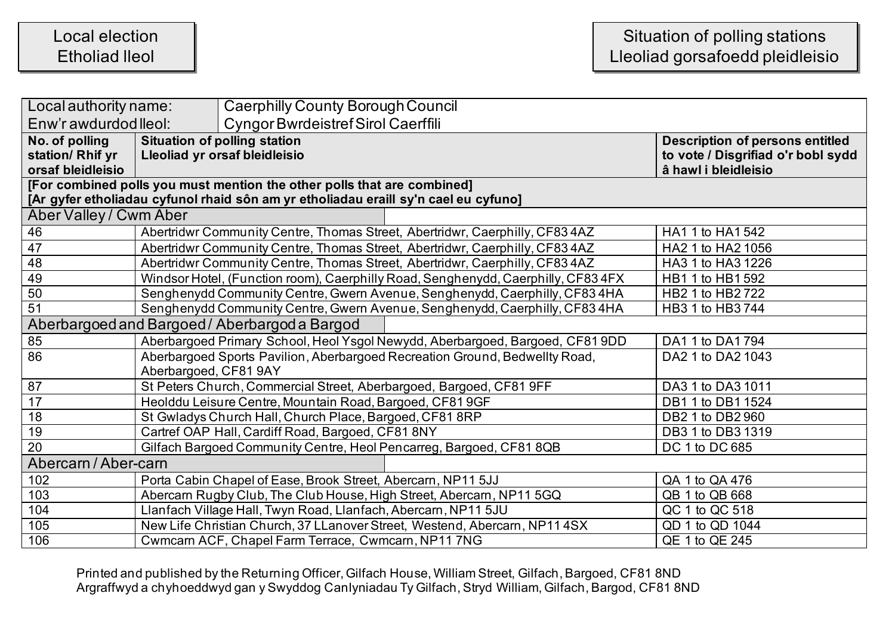| Local election<br>Etholiad lleol |
|---|

| Situation of polling stations<br>Lleoliad gorsafoedd pleidleisio |
|---|

| Local authority name:<br>Enw'r awdurdod lleol: | Caerphilly County Borough Council<br>Cyngor Bwrdeistref Sirol Caerffili | |
|---|---|---|
| **No. of polling station/ Rhif yr orsaf bleidleisio** | **Situation of polling station<br>Lleoliad yr orsaf bleidleisio** | **Description of persons entitled to vote / Disgrifiad o'r bobl sydd â hawl i bleidleisio** |
| **[For combined polls you must mention the other polls that are combined]<br>[Ar gyfer etholiadau cyfunol rhaid sôn am yr etholiadau eraill sy'n cael eu cyfuno]** | | |
| Aber Valley / Cwm Aber | | |
| 46 | Abertridwr Community Centre, Thomas Street, Abertridwr, Caerphilly, CF83 4AZ | HA1 1 to HA1 542 |
| 47 | Abertridwr Community Centre, Thomas Street, Abertridwr, Caerphilly, CF83 4AZ | HA2 1 to HA2 1056 |
| 48 | Abertridwr Community Centre, Thomas Street, Abertridwr, Caerphilly, CF83 4AZ | HA3 1 to HA3 1226 |
| 49 | Windsor Hotel, (Function room), Caerphilly Road, Senghenydd, Caerphilly, CF83 4FX | HB1 1 to HB1 592 |
| 50 | Senghenydd Community Centre, Gwern Avenue, Senghenydd, Caerphilly, CF83 4HA | HB2 1 to HB2 722 |
| 51 | Senghenydd Community Centre, Gwern Avenue, Senghenydd, Caerphilly, CF83 4HA | HB3 1 to HB3 744 |
| Aberbargoed and Bargoed / Aberbargod a Bargod | | |
| 85 | Aberbargoed Primary School, Heol Ysgol Newydd, Aberbargoed, Bargoed, CF81 9DD | DA1 1 to DA1 794 |
| 86 | Aberbargoed Sports Pavilion, Aberbargoed Recreation Ground, Bedwellty Road, Aberbargoed, CF81 9AY | DA2 1 to DA2 1043 |
| 87 | St Peters Church, Commercial Street, Aberbargoed, Bargoed, CF81 9FF | DA3 1 to DA3 1011 |
| 17 | Heolddu Leisure Centre, Mountain Road, Bargoed, CF81 9GF | DB1 1 to DB1 1524 |
| 18 | St Gwladys Church Hall, Church Place, Bargoed, CF81 8RP | DB2 1 to DB2 960 |
| 19 | Cartref OAP Hall, Cardiff Road, Bargoed, CF81 8NY | DB3 1 to DB3 1319 |
| 20 | Gilfach Bargoed Community Centre, Heol Pencarreg, Bargoed, CF81 8QB | DC 1 to DC 685 |
| Abercarn / Aber-carn | | |
| 102 | Porta Cabin Chapel of Ease, Brook Street, Abercarn, NP11 5JJ | QA 1 to QA 476 |
| 103 | Abercarn Rugby Club, The Club House, High Street, Abercarn, NP11 5GQ | QB 1 to QB 668 |
| 104 | Llanfach Village Hall, Twyn Road, Llanfach, Abercarn, NP11 5JU | QC 1 to QC 518 |
| 105 | New Life Christian Church, 37 LLanover Street, Westend, Abercarn, NP11 4SX | QD 1 to QD 1044 |
| 106 | Cwmcarn ACF, Chapel Farm Terrace, Cwmcarn, NP11 7NG | QE 1 to QE 245 |

Printed and published by the Returning Officer, Gilfach House, William Street, Gilfach, Bargoed, CF81 8ND
Argraffwyd a chyhoeddwyd gan y Swyddog Canlyniadau Ty Gilfach, Stryd William, Gilfach, Bargod, CF81 8ND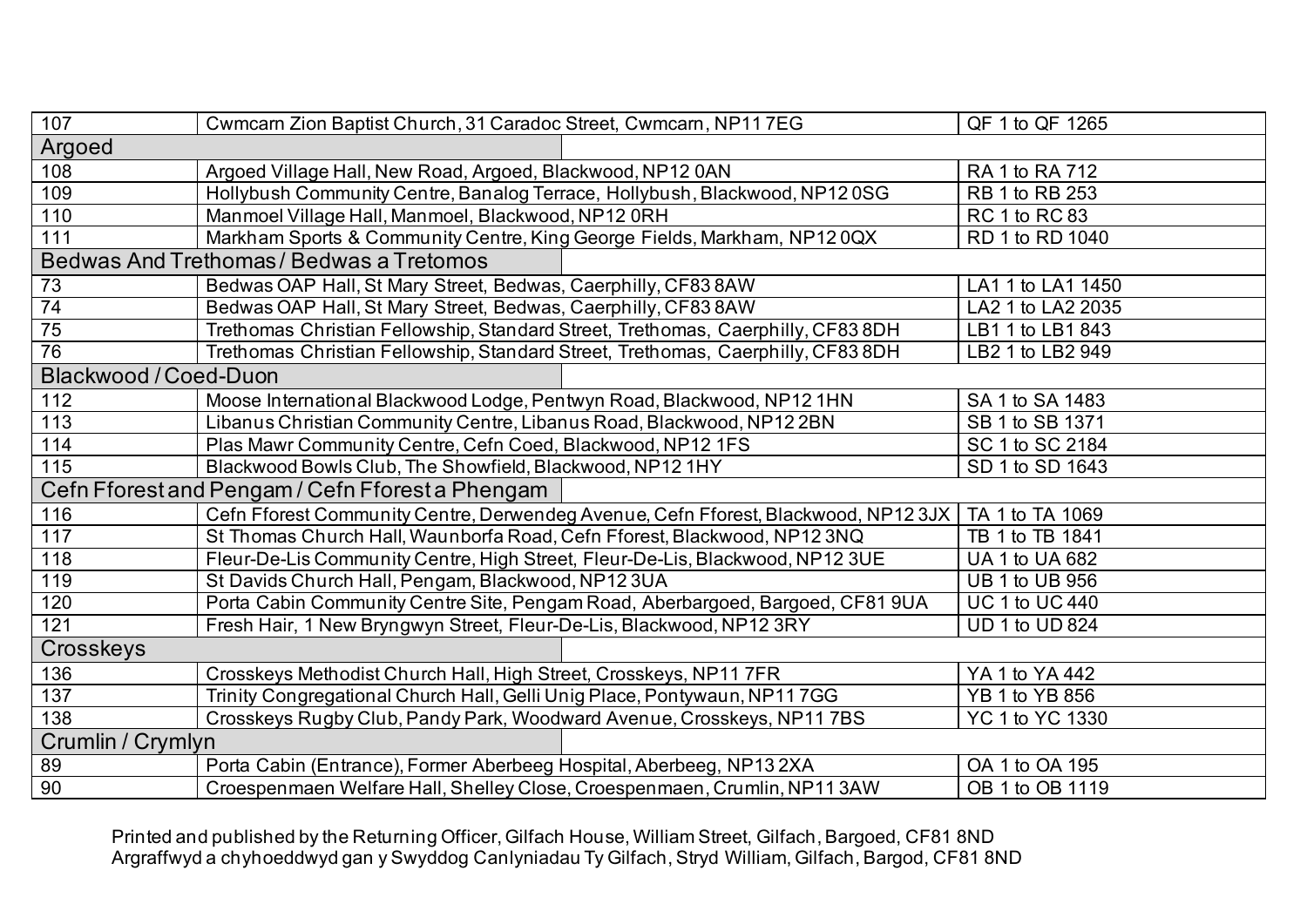| | | |
|---|---|---|
| 107 | Cwmcarn Zion Baptist Church, 31 Caradoc Street, Cwmcarn, NP11 7EG | QF 1 to QF 1265 |
| **Argoed** | | |
| 108 | Argoed Village Hall, New Road, Argoed, Blackwood, NP12 0AN | RA 1 to RA 712 |
| 109 | Hollybush Community Centre, Banalog Terrace, Hollybush, Blackwood, NP12 0SG | RB 1 to RB 253 |
| 110 | Manmoel Village Hall, Manmoel, Blackwood, NP12 0RH | RC 1 to RC 83 |
| 111 | Markham Sports & Community Centre, King George Fields, Markham, NP12 0QX | RD 1 to RD 1040 |
| **Bedwas And Trethomas / Bedwas a Tretomos** | | |
| 73 | Bedwas OAP Hall, St Mary Street, Bedwas, Caerphilly, CF83 8AW | LA1 1 to LA1 1450 |
| 74 | Bedwas OAP Hall, St Mary Street, Bedwas, Caerphilly, CF83 8AW | LA2 1 to LA2 2035 |
| 75 | Trethomas Christian Fellowship, Standard Street, Trethomas, Caerphilly, CF83 8DH | LB1 1 to LB1 843 |
| 76 | Trethomas Christian Fellowship, Standard Street, Trethomas, Caerphilly, CF83 8DH | LB2 1 to LB2 949 |
| **Blackwood / Coed-Duon** | | |
| 112 | Moose International Blackwood Lodge, Pentwyn Road, Blackwood, NP12 1HN | SA 1 to SA 1483 |
| 113 | Libanus Christian Community Centre, Libanus Road, Blackwood, NP12 2BN | SB 1 to SB 1371 |
| 114 | Plas Mawr Community Centre, Cefn Coed, Blackwood, NP12 1FS | SC 1 to SC 2184 |
| 115 | Blackwood Bowls Club, The Showfield, Blackwood, NP12 1HY | SD 1 to SD 1643 |
| **Cefn Fforest and Pengam / Cefn Fforest a Phengam** | | |
| 116 | Cefn Fforest Community Centre, Derwendeg Avenue, Cefn Fforest, Blackwood, NP12 3JX | TA 1 to TA 1069 |
| 117 | St Thomas Church Hall, Waunborfa Road, Cefn Fforest, Blackwood, NP12 3NQ | TB 1 to TB 1841 |
| 118 | Fleur-De-Lis Community Centre, High Street, Fleur-De-Lis, Blackwood, NP12 3UE | UA 1 to UA 682 |
| 119 | St Davids Church Hall, Pengam, Blackwood, NP12 3UA | UB 1 to UB 956 |
| 120 | Porta Cabin Community Centre Site, Pengam Road, Aberbargoed, Bargoed, CF81 9UA | UC 1 to UC 440 |
| 121 | Fresh Hair, 1 New Bryngwyn Street, Fleur-De-Lis, Blackwood, NP12 3RY | UD 1 to UD 824 |
| **Crosskeys** | | |
| 136 | Crosskeys Methodist Church Hall, High Street, Crosskeys, NP11 7FR | YA 1 to YA 442 |
| 137 | Trinity Congregational Church Hall, Gelli Unig Place, Pontywaun, NP11 7GG | YB 1 to YB 856 |
| 138 | Crosskeys Rugby Club, Pandy Park, Woodward Avenue, Crosskeys, NP11 7BS | YC 1 to YC 1330 |
| **Crumlin / Crymlyn** | | |
| 89 | Porta Cabin (Entrance), Former Aberbeeg Hospital, Aberbeeg, NP13 2XA | OA 1 to OA 195 |
| 90 | Croespenmaen Welfare Hall, Shelley Close, Croespenmaen, Crumlin, NP11 3AW | OB 1 to OB 1119 |

Printed and published by the Returning Officer, Gilfach House, William Street, Gilfach, Bargoed, CF81 8ND
Argraffwyd a chyhoeddwyd gan y Swyddog Canlyniadau Ty Gilfach, Stryd William, Gilfach, Bargod, CF81 8ND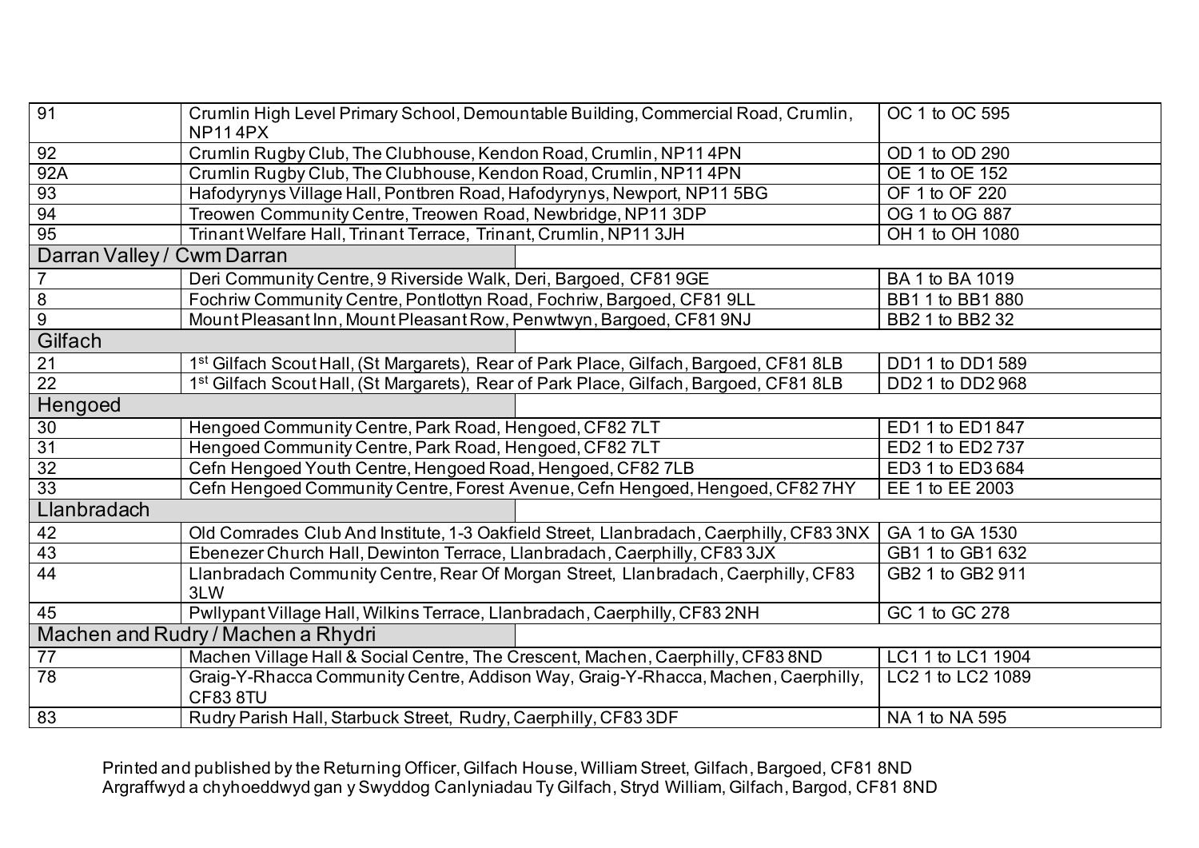| | | |
|---|---|---|
| 91 | Crumlin High Level Primary School, Demountable Building, Commercial Road, Crumlin, NP11 4PX | OC 1 to OC 595 |
| 92 | Crumlin Rugby Club, The Clubhouse, Kendon Road, Crumlin, NP11 4PN | OD 1 to OD 290 |
| 92A | Crumlin Rugby Club, The Clubhouse, Kendon Road, Crumlin, NP11 4PN | OE 1 to OE 152 |
| 93 | Hafodyrynys Village Hall, Pontbren Road, Hafodyrynys, Newport, NP11 5BG | OF 1 to OF 220 |
| 94 | Treowen Community Centre, Treowen Road, Newbridge, NP11 3DP | OG 1 to OG 887 |
| 95 | Trinant Welfare Hall, Trinant Terrace, Trinant, Crumlin, NP11 3JH | OH 1 to OH 1080 |
| **Darran Valley / Cwm Darran** | | |
| 7 | Deri Community Centre, 9 Riverside Walk, Deri, Bargoed, CF81 9GE | BA 1 to BA 1019 |
| 8 | Fochriw Community Centre, Pontlottyn Road, Fochriw, Bargoed, CF81 9LL | BB1 1 to BB1 880 |
| 9 | Mount Pleasant Inn, Mount Pleasant Row, Penwtwyn, Bargoed, CF81 9NJ | BB2 1 to BB2 32 |
| **Gilfach** | | |
| 21 | 1st Gilfach Scout Hall, (St Margarets), Rear of Park Place, Gilfach, Bargoed, CF81 8LB | DD1 1 to DD1 589 |
| 22 | 1st Gilfach Scout Hall, (St Margarets), Rear of Park Place, Gilfach, Bargoed, CF81 8LB | DD2 1 to DD2 968 |
| **Hengoed** | | |
| 30 | Hengoed Community Centre, Park Road, Hengoed, CF82 7LT | ED1 1 to ED1 847 |
| 31 | Hengoed Community Centre, Park Road, Hengoed, CF82 7LT | ED2 1 to ED2 737 |
| 32 | Cefn Hengoed Youth Centre, Hengoed Road, Hengoed, CF82 7LB | ED3 1 to ED3 684 |
| 33 | Cefn Hengoed Community Centre, Forest Avenue, Cefn Hengoed, Hengoed, CF82 7HY | EE 1 to EE 2003 |
| **Llanbradach** | | |
| 42 | Old Comrades Club And Institute, 1-3 Oakfield Street, Llanbradach, Caerphilly, CF83 3NX | GA 1 to GA 1530 |
| 43 | Ebenezer Church Hall, Dewinton Terrace, Llanbradach, Caerphilly, CF83 3JX | GB1 1 to GB1 632 |
| 44 | Llanbradach Community Centre, Rear Of Morgan Street, Llanbradach, Caerphilly, CF83 3LW | GB2 1 to GB2 911 |
| 45 | Pwllypant Village Hall, Wilkins Terrace, Llanbradach, Caerphilly, CF83 2NH | GC 1 to GC 278 |
| **Machen and Rudry / Machen a Rhydri** | | |
| 77 | Machen Village Hall & Social Centre, The Crescent, Machen, Caerphilly, CF83 8ND | LC1 1 to LC1 1904 |
| 78 | Graig-Y-Rhacca Community Centre, Addison Way, Graig-Y-Rhacca, Machen, Caerphilly, CF83 8TU | LC2 1 to LC2 1089 |
| 83 | Rudry Parish Hall, Starbuck Street, Rudry, Caerphilly, CF83 3DF | NA 1 to NA 595 |

Printed and published by the Returning Officer, Gilfach House, William Street, Gilfach, Bargoed, CF81 8ND
Argraffwyd a chyhoeddwyd gan y Swyddog Canlyniadau Ty Gilfach, Stryd William, Gilfach, Bargod, CF81 8ND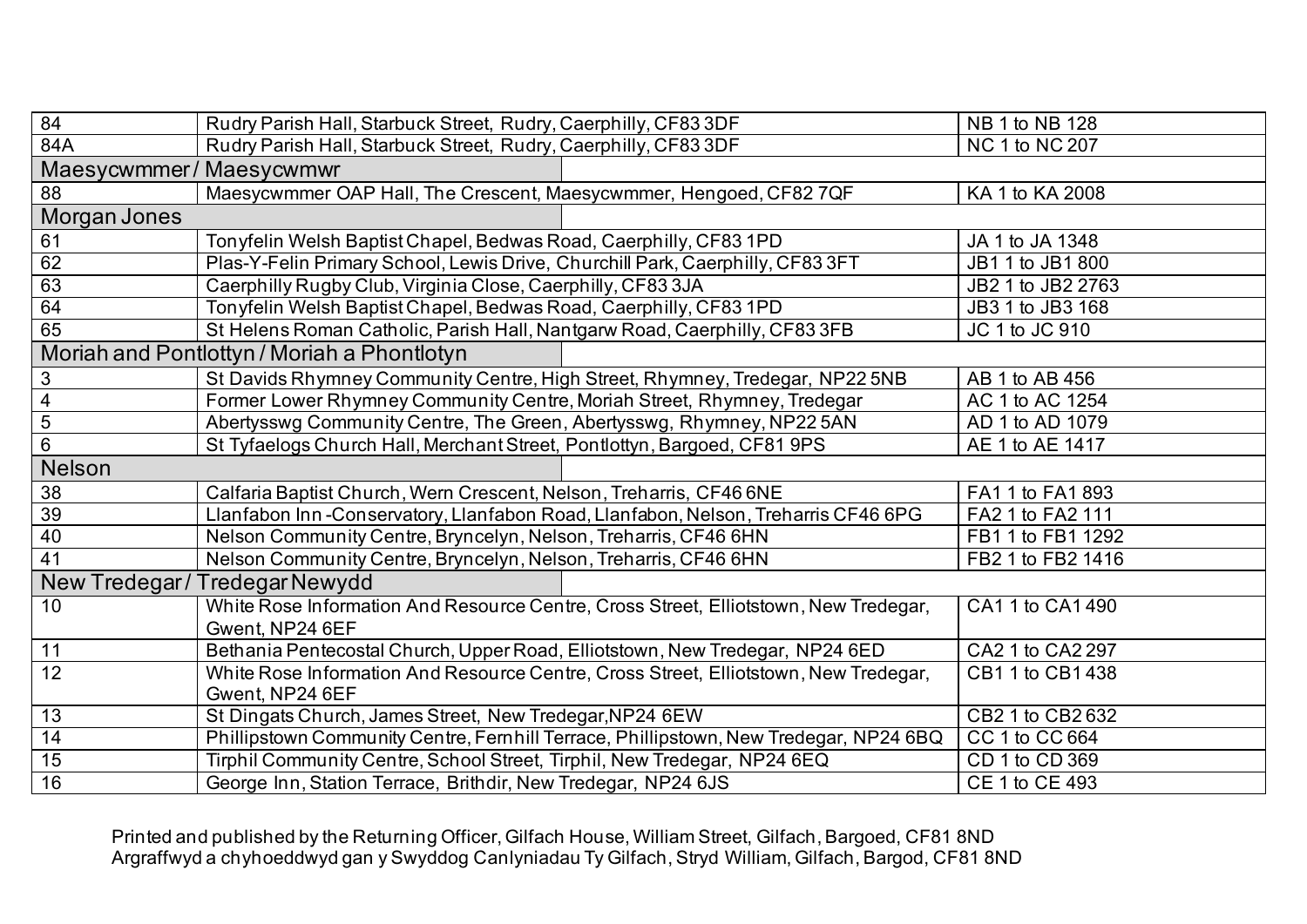| | | |
|---|---|---|
| 84 | Rudry Parish Hall, Starbuck Street, Rudry, Caerphilly, CF83 3DF | NB 1 to NB 128 |
| 84A | Rudry Parish Hall, Starbuck Street, Rudry, Caerphilly, CF83 3DF | NC 1 to NC 207 |
| **Maesycwmmer / Maesycwmwr** | | |
| 88 | Maesycwmmer OAP Hall, The Crescent, Maesycwmmer, Hengoed, CF82 7QF | KA 1 to KA 2008 |
| **Morgan Jones** | | |
| 61 | Tonyfelin Welsh Baptist Chapel, Bedwas Road, Caerphilly, CF83 1PD | JA 1 to JA 1348 |
| 62 | Plas-Y-Felin Primary School, Lewis Drive, Churchill Park, Caerphilly, CF83 3FT | JB1 1 to JB1 800 |
| 63 | Caerphilly Rugby Club, Virginia Close, Caerphilly, CF83 3JA | JB2 1 to JB2 2763 |
| 64 | Tonyfelin Welsh Baptist Chapel, Bedwas Road, Caerphilly, CF83 1PD | JB3 1 to JB3 168 |
| 65 | St Helens Roman Catholic, Parish Hall, Nantgarw Road, Caerphilly, CF83 3FB | JC 1 to JC 910 |
| **Moriah and Pontlottyn / Moriah a Phontlotyn** | | |
| 3 | St Davids Rhymney Community Centre, High Street, Rhymney, Tredegar, NP22 5NB | AB 1 to AB 456 |
| 4 | Former Lower Rhymney Community Centre, Moriah Street, Rhymney, Tredegar | AC 1 to AC 1254 |
| 5 | Abertysswg Community Centre, The Green, Abertysswg, Rhymney, NP22 5AN | AD 1 to AD 1079 |
| 6 | St Tyfaelogs Church Hall, Merchant Street, Pontlottyn, Bargoed, CF81 9PS | AE 1 to AE 1417 |
| **Nelson** | | |
| 38 | Calfaria Baptist Church, Wern Crescent, Nelson, Treharris, CF46 6NE | FA1 1 to FA1 893 |
| 39 | Llanfabon Inn -Conservatory, Llanfabon Road, Llanfabon, Nelson, Treharris CF46 6PG | FA2 1 to FA2 111 |
| 40 | Nelson Community Centre, Bryncelyn, Nelson, Treharris, CF46 6HN | FB1 1 to FB1 1292 |
| 41 | Nelson Community Centre, Bryncelyn, Nelson, Treharris, CF46 6HN | FB2 1 to FB2 1416 |
| **New Tredegar / Tredegar Newydd** | | |
| 10 | White Rose Information And Resource Centre, Cross Street, Elliotstown, New Tredegar, Gwent, NP24 6EF | CA1 1 to CA1 490 |
| 11 | Bethania Pentecostal Church, Upper Road, Elliotstown, New Tredegar, NP24 6ED | CA2 1 to CA2 297 |
| 12 | White Rose Information And Resource Centre, Cross Street, Elliotstown, New Tredegar, Gwent, NP24 6EF | CB1 1 to CB1 438 |
| 13 | St Dingats Church, James Street, New Tredegar, NP24 6EW | CB2 1 to CB2 632 |
| 14 | Phillipstown Community Centre, Fernhill Terrace, Phillipstown, New Tredegar, NP24 6BQ | CC 1 to CC 664 |
| 15 | Tirphil Community Centre, School Street, Tirphil, New Tredegar, NP24 6EQ | CD 1 to CD 369 |
| 16 | George Inn, Station Terrace, Brithdir, New Tredegar, NP24 6JS | CE 1 to CE 493 |

Printed and published by the Returning Officer, Gilfach House, William Street, Gilfach, Bargoed, CF81 8ND
Argraffwyd a chyhoeddwyd gan y Swyddog Canlyniadau Ty Gilfach, Stryd William, Gilfach, Bargod, CF81 8ND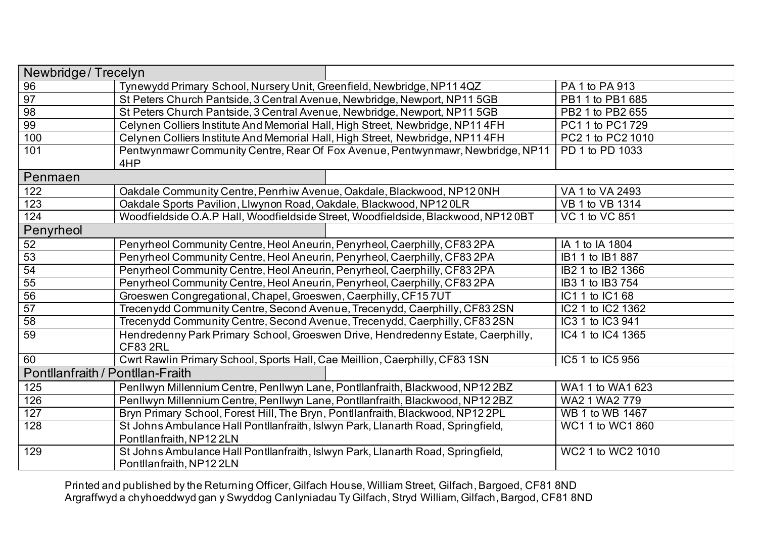| Newbridge / Trecelyn | | |
|---|---|---|
| 96 | Tynewydd Primary School, Nursery Unit, Greenfield, Newbridge, NP11 4QZ | PA 1 to PA 913 |
| 97 | St Peters Church Pantside, 3 Central Avenue, Newbridge, Newport, NP11 5GB | PB1 1 to PB1 685 |
| 98 | St Peters Church Pantside, 3 Central Avenue, Newbridge, Newport, NP11 5GB | PB2 1 to PB2 655 |
| 99 | Celynen Colliers Institute And Memorial Hall, High Street, Newbridge, NP11 4FH | PC1 1 to PC1 729 |
| 100 | Celynen Colliers Institute And Memorial Hall, High Street, Newbridge, NP11 4FH | PC2 1 to PC2 1010 |
| 101 | Pentwynmawr Community Centre, Rear Of Fox Avenue, Pentwynmawr, Newbridge, NP11 4HP | PD 1 to PD 1033 |
| **Penmaen** | | |
| 122 | Oakdale Community Centre, Penrhiw Avenue, Oakdale, Blackwood, NP12 0NH | VA 1 to VA 2493 |
| 123 | Oakdale Sports Pavilion, Llwynon Road, Oakdale, Blackwood, NP12 0LR | VB 1 to VB 1314 |
| 124 | Woodfieldside O.A.P Hall, Woodfieldside Street, Woodfieldside, Blackwood, NP12 0BT | VC 1 to VC 851 |
| **Penyrheol** | | |
| 52 | Penyrheol Community Centre, Heol Aneurin, Penyrheol, Caerphilly, CF83 2PA | IA 1 to IA 1804 |
| 53 | Penyrheol Community Centre, Heol Aneurin, Penyrheol, Caerphilly, CF83 2PA | IB1 1 to IB1 887 |
| 54 | Penyrheol Community Centre, Heol Aneurin, Penyrheol, Caerphilly, CF83 2PA | IB2 1 to IB2 1366 |
| 55 | Penyrheol Community Centre, Heol Aneurin, Penyrheol, Caerphilly, CF83 2PA | IB3 1 to IB3 754 |
| 56 | Groeswen Congregational, Chapel, Groeswen, Caerphilly, CF15 7UT | IC1 1 to IC1 68 |
| 57 | Trecenydd Community Centre, Second Avenue, Trecenydd, Caerphilly, CF83 2SN | IC2 1 to IC2 1362 |
| 58 | Trecenydd Community Centre, Second Avenue, Trecenydd, Caerphilly, CF83 2SN | IC3 1 to IC3 941 |
| 59 | Hendredenny Park Primary School, Groeswen Drive, Hendredenny Estate, Caerphilly, CF83 2RL | IC4 1 to IC4 1365 |
| 60 | Cwrt Rawlin Primary School, Sports Hall, Cae Meillion, Caerphilly, CF83 1SN | IC5 1 to IC5 956 |
| **Pontllanfraith / Pontllan-Fraith** | | |
| 125 | Penllwyn Millennium Centre, Penllwyn Lane, Pontllanfraith, Blackwood, NP12 2BZ | WA1 1 to WA1 623 |
| 126 | Penllwyn Millennium Centre, Penllwyn Lane, Pontllanfraith, Blackwood, NP12 2BZ | WA2 1 WA2 779 |
| 127 | Bryn Primary School, Forest Hill, The Bryn, Pontllanfraith, Blackwood, NP12 2PL | WB 1 to WB 1467 |
| 128 | St Johns Ambulance Hall Pontllanfraith, Islwyn Park, Llanarth Road, Springfield, Pontllanfraith, NP12 2LN | WC1 1 to WC1 860 |
| 129 | St Johns Ambulance Hall Pontllanfraith, Islwyn Park, Llanarth Road, Springfield, Pontllanfraith, NP12 2LN | WC2 1 to WC2 1010 |

Printed and published by the Returning Officer, Gilfach House, William Street, Gilfach, Bargoed, CF81 8ND
Argraffwyd a chyhoeddwyd gan y Swyddog Canlyniadau Ty Gilfach, Stryd William, Gilfach, Bargod, CF81 8ND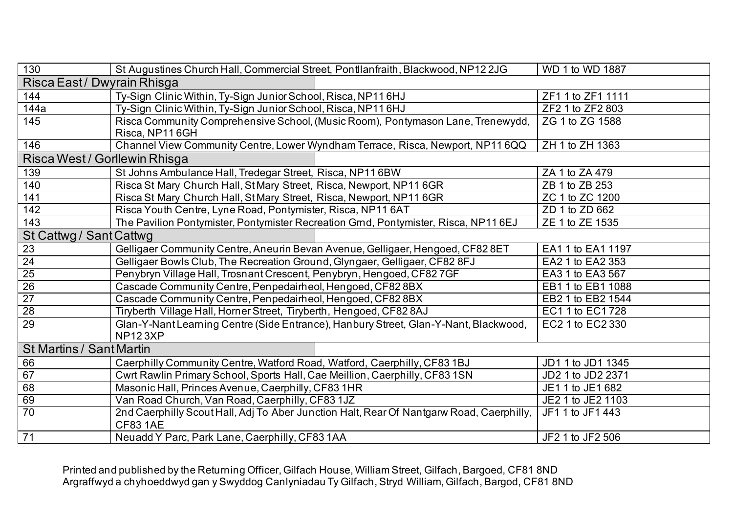| | | |
|---|---|---|
| 130 | St Augustines Church Hall, Commercial Street, Pontllanfraith, Blackwood, NP12 2JG | WD 1 to WD 1887 |
| **Risca East / Dwyrain Rhisga** | | |
| 144 | Ty-Sign Clinic Within, Ty-Sign Junior School, Risca, NP11 6HJ | ZF1 1 to ZF1 1111 |
| 144a | Ty-Sign Clinic Within, Ty-Sign Junior School, Risca, NP11 6HJ | ZF2 1 to ZF2 803 |
| 145 | Risca Community Comprehensive School, (Music Room), Pontymason Lane, Trenewydd, Risca, NP11 6GH | ZG 1 to ZG 1588 |
| 146 | Channel View Community Centre, Lower Wyndham Terrace, Risca, Newport, NP11 6QQ | ZH 1 to ZH 1363 |
| **Risca West / Gorllewin Rhisga** | | |
| 139 | St Johns Ambulance Hall, Tredegar Street, Risca, NP11 6BW | ZA 1 to ZA 479 |
| 140 | Risca St Mary Church Hall, St Mary Street, Risca, Newport, NP11 6GR | ZB 1 to ZB 253 |
| 141 | Risca St Mary Church Hall, St Mary Street, Risca, Newport, NP11 6GR | ZC 1 to ZC 1200 |
| 142 | Risca Youth Centre, Lyne Road, Pontymister, Risca, NP11 6AT | ZD 1 to ZD 662 |
| 143 | The Pavilion Pontymister, Pontymister Recreation Grnd, Pontymister, Risca, NP11 6EJ | ZE 1 to ZE 1535 |
| **St Cattwg / Sant Cattwg** | | |
| 23 | Gelligaer Community Centre, Aneurin Bevan Avenue, Gelligaer, Hengoed, CF82 8ET | EA1 1 to EA1 1197 |
| 24 | Gelligaer Bowls Club, The Recreation Ground, Glyngaer, Gelligaer, CF82 8FJ | EA2 1 to EA2 353 |
| 25 | Penybryn Village Hall, Trosnant Crescent, Penybryn, Hengoed, CF82 7GF | EA3 1 to EA3 567 |
| 26 | Cascade Community Centre, Penpedairheol, Hengoed, CF82 8BX | EB1 1 to EB1 1088 |
| 27 | Cascade Community Centre, Penpedairheol, Hengoed, CF82 8BX | EB2 1 to EB2 1544 |
| 28 | Tiryberth Village Hall, Horner Street, Tiryberth, Hengoed, CF82 8AJ | EC1 1 to EC1 728 |
| 29 | Glan-Y-Nant Learning Centre (Side Entrance), Hanbury Street, Glan-Y-Nant, Blackwood, NP12 3XP | EC2 1 to EC2 330 |
| **St Martins / Sant Martin** | | |
| 66 | Caerphilly Community Centre, Watford Road, Watford, Caerphilly, CF83 1BJ | JD1 1 to JD1 1345 |
| 67 | Cwrt Rawlin Primary School, Sports Hall, Cae Meillion, Caerphilly, CF83 1SN | JD2 1 to JD2 2371 |
| 68 | Masonic Hall, Princes Avenue, Caerphilly, CF83 1HR | JE1 1 to JE1 682 |
| 69 | Van Road Church, Van Road, Caerphilly, CF83 1JZ | JE2 1 to JE2 1103 |
| 70 | 2nd Caerphilly Scout Hall, Adj To Aber Junction Halt, Rear Of Nantgarw Road, Caerphilly, CF83 1AE | JF1 1 to JF1 443 |
| 71 | Neuadd Y Parc, Park Lane, Caerphilly, CF83 1AA | JF2 1 to JF2 506 |

Printed and published by the Returning Officer, Gilfach House, William Street, Gilfach, Bargoed, CF81 8ND
Argraffwyd a chyhoeddwyd gan y Swyddog Canlyniadau Ty Gilfach, Stryd William, Gilfach, Bargod, CF81 8ND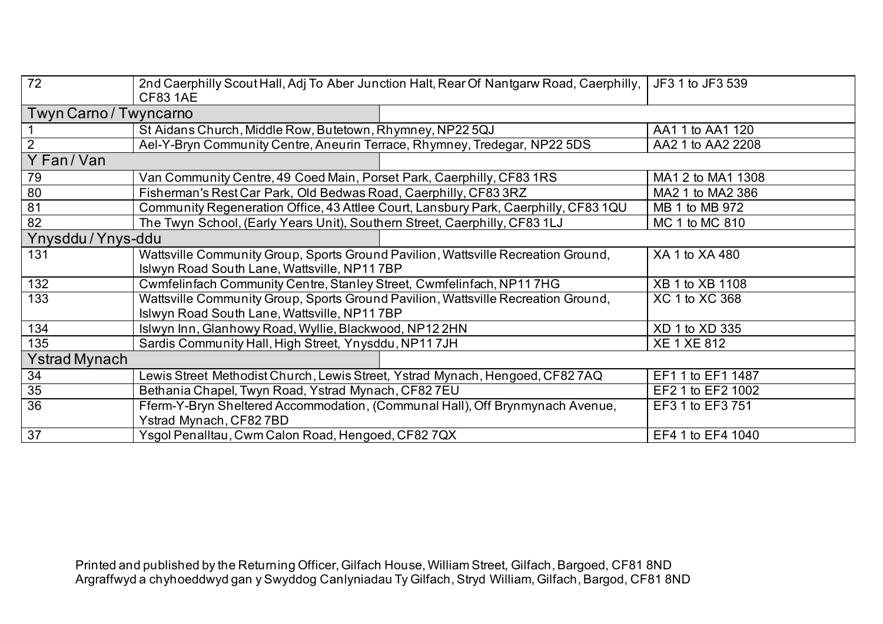| | | |
|---|---|---|
| 72 | 2nd Caerphilly Scout Hall, Adj To Aber Junction Halt, Rear Of Nantgarw Road, Caerphilly, CF83 1AE | JF3 1 to JF3 539 |
| **Twyn Carno / Twyncarno** | | |
| 1 | St Aidans Church, Middle Row, Butetown, Rhymney, NP22 5QJ | AA1 1 to AA1 120 |
| 2 | Ael-Y-Bryn Community Centre, Aneurin Terrace, Rhymney, Tredegar, NP22 5DS | AA2 1 to AA2 2208 |
| **Y Fan / Van** | | |
| 79 | Van Community Centre, 49 Coed Main, Porset Park, Caerphilly, CF83 1RS | MA1 2 to MA1 1308 |
| 80 | Fisherman's Rest Car Park, Old Bedwas Road, Caerphilly, CF83 3RZ | MA2 1 to MA2 386 |
| 81 | Community Regeneration Office, 43 Attlee Court, Lansbury Park, Caerphilly, CF83 1QU | MB 1 to MB 972 |
| 82 | The Twyn School, (Early Years Unit), Southern Street, Caerphilly, CF83 1LJ | MC 1 to MC 810 |
| **Ynysddu / Ynys-ddu** | | |
| 131 | Wattsville Community Group, Sports Ground Pavilion, Wattsville Recreation Ground, Islwyn Road South Lane, Wattsville, NP11 7BP | XA 1 to XA 480 |
| 132 | Cwmfelinfach Community Centre, Stanley Street, Cwmfelinfach, NP11 7HG | XB 1 to XB 1108 |
| 133 | Wattsville Community Group, Sports Ground Pavilion, Wattsville Recreation Ground, Islwyn Road South Lane, Wattsville, NP11 7BP | XC 1 to XC 368 |
| 134 | Islwyn Inn, Glanhowy Road, Wyllie, Blackwood, NP12 2HN | XD 1 to XD 335 |
| 135 | Sardis Community Hall, High Street, Ynysddu, NP11 7JH | XE 1 XE 812 |
| **Ystrad Mynach** | | |
| 34 | Lewis Street Methodist Church, Lewis Street, Ystrad Mynach, Hengoed, CF82 7AQ | EF1 1 to EF1 1487 |
| 35 | Bethania Chapel, Twyn Road, Ystrad Mynach, CF82 7EU | EF2 1 to EF2 1002 |
| 36 | Fferm-Y-Bryn Sheltered Accommodation, (Communal Hall), Off Brynmynach Avenue, Ystrad Mynach, CF82 7BD | EF3 1 to EF3 751 |
| 37 | Ysgol Penalltau, Cwm Calon Road, Hengoed, CF82 7QX | EF4 1 to EF4 1040 |

Printed and published by the Returning Officer, Gilfach House, William Street, Gilfach, Bargoed, CF81 8ND
Argraffwyd a chyhoeddwyd gan y Swyddog Canlyniadau Ty Gilfach, Stryd William, Gilfach, Bargod, CF81 8ND